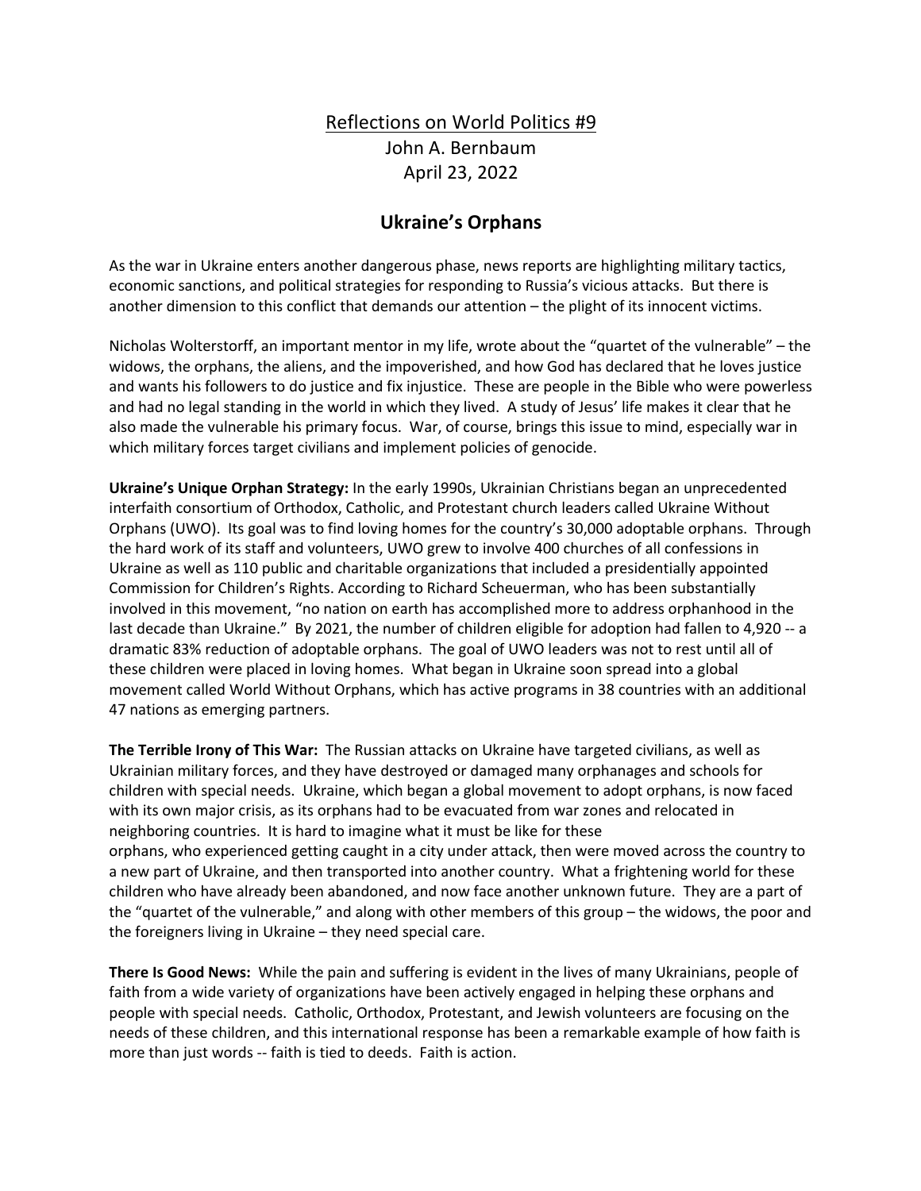Reflections on World Politics #9

John A. Bernbaum

April 23, 2022

# Ukraine's Orphans

As the war in Ukraine enters another dangerous phase, news reports are highlighting military tactics, economic sanctions, and political strategies for responding to Russia's vicious attacks. But there is another dimension to this conflict that demands our attention – the plight of its innocent victims.

Nicholas Wolterstorff, an important mentor in my life, wrote about the "quartet of the vulnerable" – the widows, the orphans, the aliens, and the impoverished, and how God has declared that he loves justice and wants his followers to do justice and fix injustice. These are people in the Bible who were powerless and had no legal standing in the world in which they lived. A study of Jesus' life makes it clear that he also made the vulnerable his primary focus. War, of course, brings this issue to mind, especially war in which military forces target civilians and implement policies of genocide.

**Ukraine's Unique Orphan Strategy:** In the early 1990s, Ukrainian Christians began an unprecedented interfaith consortium of Orthodox, Catholic, and Protestant church leaders called Ukraine Without Orphans (UWO). Its goal was to find loving homes for the country's 30,000 adoptable orphans. Through the hard work of its staff and volunteers, UWO grew to involve 400 churches of all confessions in Ukraine as well as 110 public and charitable organizations that included a presidentially appointed Commission for Children's Rights. According to Richard Scheuerman, who has been substantially involved in this movement, "no nation on earth has accomplished more to address orphanhood in the last decade than Ukraine." By 2021, the number of children eligible for adoption had fallen to 4,920 -- a dramatic 83% reduction of adoptable orphans. The goal of UWO leaders was not to rest until all of these children were placed in loving homes. What began in Ukraine soon spread into a global movement called World Without Orphans, which has active programs in 38 countries with an additional 47 nations as emerging partners.

**The Terrible Irony of This War:** The Russian attacks on Ukraine have targeted civilians, as well as Ukrainian military forces, and they have destroyed or damaged many orphanages and schools for children with special needs. Ukraine, which began a global movement to adopt orphans, is now faced with its own major crisis, as its orphans had to be evacuated from war zones and relocated in neighboring countries. It is hard to imagine what it must be like for these orphans, who experienced getting caught in a city under attack, then were moved across the country to a new part of Ukraine, and then transported into another country. What a frightening world for these children who have already been abandoned, and now face another unknown future. They are a part of the "quartet of the vulnerable," and along with other members of this group – the widows, the poor and the foreigners living in Ukraine – they need special care.

**There Is Good News:** While the pain and suffering is evident in the lives of many Ukrainians, people of faith from a wide variety of organizations have been actively engaged in helping these orphans and people with special needs. Catholic, Orthodox, Protestant, and Jewish volunteers are focusing on the needs of these children, and this international response has been a remarkable example of how faith is more than just words -- faith is tied to deeds. Faith is action.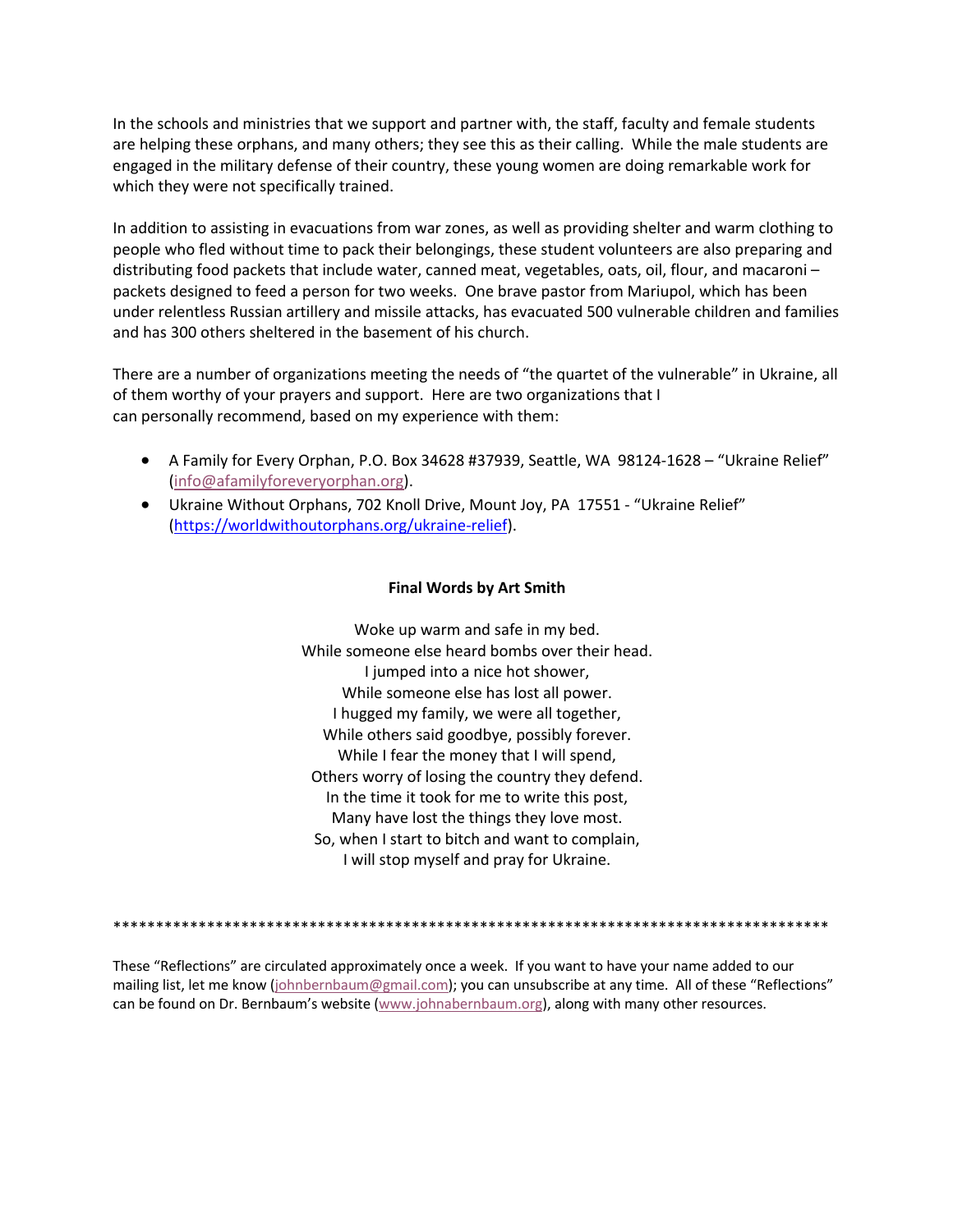In the schools and ministries that we support and partner with, the staff, faculty and female students are helping these orphans, and many others; they see this as their calling. While the male students are engaged in the military defense of their country, these young women are doing remarkable work for which they were not specifically trained.

In addition to assisting in evacuations from war zones, as well as providing shelter and warm clothing to people who fled without time to pack their belongings, these student volunteers are also preparing and distributing food packets that include water, canned meat, vegetables, oats, oil, flour, and macaroni – packets designed to feed a person for two weeks. One brave pastor from Mariupol, which has been under relentless Russian artillery and missile attacks, has evacuated 500 vulnerable children and families and has 300 others sheltered in the basement of his church.

There are a number of organizations meeting the needs of "the quartet of the vulnerable" in Ukraine, all of them worthy of your prayers and support. Here are two organizations that I can personally recommend, based on my experience with them:

- A Family for Every Orphan, P.O. Box 34628 #37939, Seattle, WA 98124-1628 – "Ukraine Relief" (info@afamilyforeveryorphan.org).
- Ukraine Without Orphans, 702 Knoll Drive, Mount Joy, PA 17551 - "Ukraine Relief" (https://worldwithoutorphans.org/ukraine-relief).

**Final Words by Art Smith**

Woke up warm and safe in my bed.  
While someone else heard bombs over their head.  
I jumped into a nice hot shower,  
While someone else has lost all power.  
I hugged my family, we were all together,  
While others said goodbye, possibly forever.  
While I fear the money that I will spend,  
Others worry of losing the country they defend.  
In the time it took for me to write this post,  
Many have lost the things they love most.  
So, when I start to bitch and want to complain,  
I will stop myself and pray for Ukraine.

*****************************************************************************************

These "Reflections" are circulated approximately once a week. If you want to have your name added to our mailing list, let me know (johnbernbaum@gmail.com); you can unsubscribe at any time. All of these "Reflections" can be found on Dr. Bernbaum's website (www.johnabernbaum.org), along with many other resources.